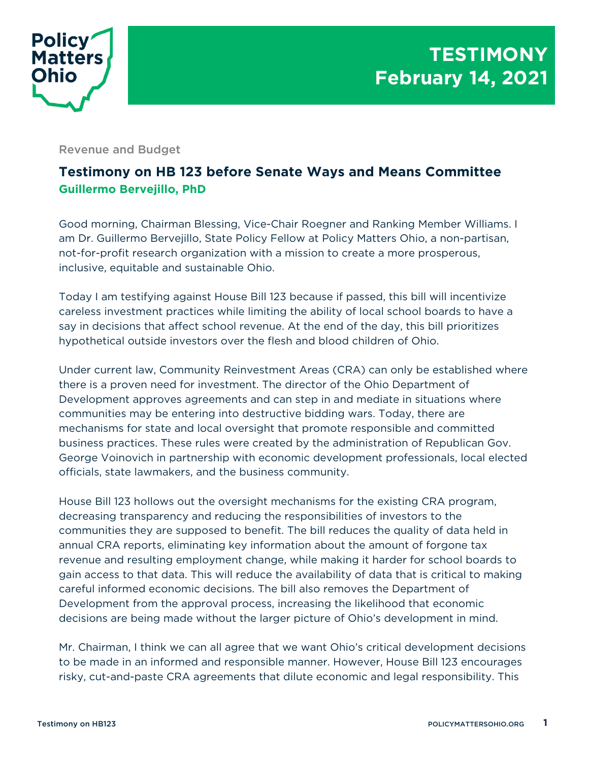Policy Matters Ohio

# TESTIMONY
# February 14, 2021

Revenue and Budget

## Testimony on HB 123 before Senate Ways and Means Committee

**Guillermo Bervejillo, PhD**

Good morning, Chairman Blessing, Vice-Chair Roegner and Ranking Member Williams. I am Dr. Guillermo Bervejillo, State Policy Fellow at Policy Matters Ohio, a non-partisan, not-for-profit research organization with a mission to create a more prosperous, inclusive, equitable and sustainable Ohio.

Today I am testifying against House Bill 123 because if passed, this bill will incentivize careless investment practices while limiting the ability of local school boards to have a say in decisions that affect school revenue. At the end of the day, this bill prioritizes hypothetical outside investors over the flesh and blood children of Ohio.

Under current law, Community Reinvestment Areas (CRA) can only be established where there is a proven need for investment. The director of the Ohio Department of Development approves agreements and can step in and mediate in situations where communities may be entering into destructive bidding wars. Today, there are mechanisms for state and local oversight that promote responsible and committed business practices. These rules were created by the administration of Republican Gov. George Voinovich in partnership with economic development professionals, local elected officials, state lawmakers, and the business community.

House Bill 123 hollows out the oversight mechanisms for the existing CRA program, decreasing transparency and reducing the responsibilities of investors to the communities they are supposed to benefit. The bill reduces the quality of data held in annual CRA reports, eliminating key information about the amount of forgone tax revenue and resulting employment change, while making it harder for school boards to gain access to that data. This will reduce the availability of data that is critical to making careful informed economic decisions. The bill also removes the Department of Development from the approval process, increasing the likelihood that economic decisions are being made without the larger picture of Ohio's development in mind.

Mr. Chairman, I think we can all agree that we want Ohio's critical development decisions to be made in an informed and responsible manner. However, House Bill 123 encourages risky, cut-and-paste CRA agreements that dilute economic and legal responsibility. This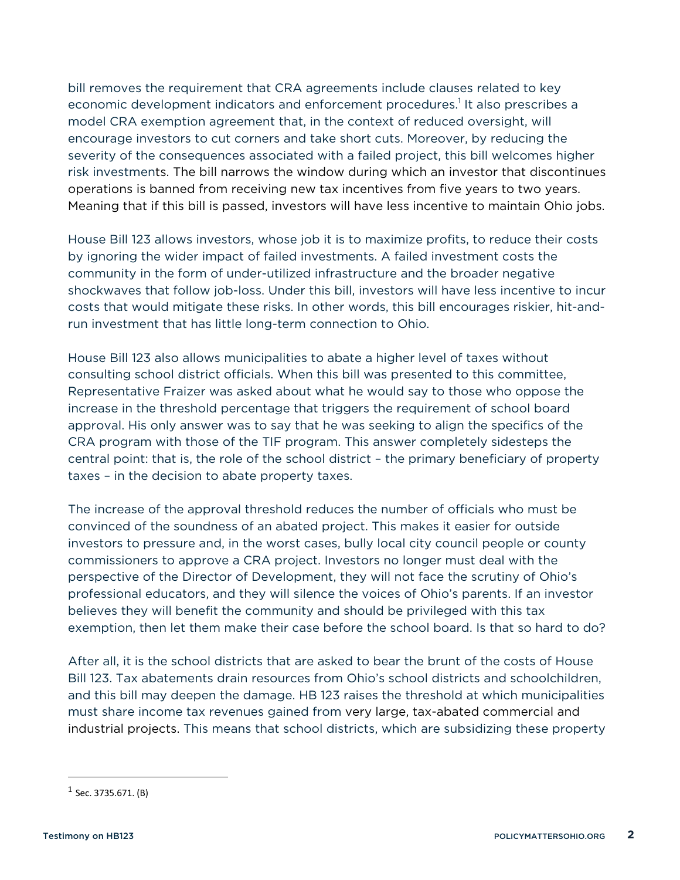bill removes the requirement that CRA agreements include clauses related to key economic development indicators and enforcement procedures.[1] It also prescribes a model CRA exemption agreement that, in the context of reduced oversight, will encourage investors to cut corners and take short cuts. Moreover, by reducing the severity of the consequences associated with a failed project, this bill welcomes higher risk investments. The bill narrows the window during which an investor that discontinues operations is banned from receiving new tax incentives from five years to two years. Meaning that if this bill is passed, investors will have less incentive to maintain Ohio jobs.

House Bill 123 allows investors, whose job it is to maximize profits, to reduce their costs by ignoring the wider impact of failed investments. A failed investment costs the community in the form of under-utilized infrastructure and the broader negative shockwaves that follow job-loss. Under this bill, investors will have less incentive to incur costs that would mitigate these risks. In other words, this bill encourages riskier, hit-and-run investment that has little long-term connection to Ohio.

House Bill 123 also allows municipalities to abate a higher level of taxes without consulting school district officials. When this bill was presented to this committee, Representative Fraizer was asked about what he would say to those who oppose the increase in the threshold percentage that triggers the requirement of school board approval. His only answer was to say that he was seeking to align the specifics of the CRA program with those of the TIF program. This answer completely sidesteps the central point: that is, the role of the school district – the primary beneficiary of property taxes – in the decision to abate property taxes.

The increase of the approval threshold reduces the number of officials who must be convinced of the soundness of an abated project. This makes it easier for outside investors to pressure and, in the worst cases, bully local city council people or county commissioners to approve a CRA project. Investors no longer must deal with the perspective of the Director of Development, they will not face the scrutiny of Ohio's professional educators, and they will silence the voices of Ohio's parents. If an investor believes they will benefit the community and should be privileged with this tax exemption, then let them make their case before the school board. Is that so hard to do?

After all, it is the school districts that are asked to bear the brunt of the costs of House Bill 123. Tax abatements drain resources from Ohio's school districts and schoolchildren, and this bill may deepen the damage. HB 123 raises the threshold at which municipalities must share income tax revenues gained from very large, tax-abated commercial and industrial projects. This means that school districts, which are subsidizing these property

[1] Sec. 3735.671. (B)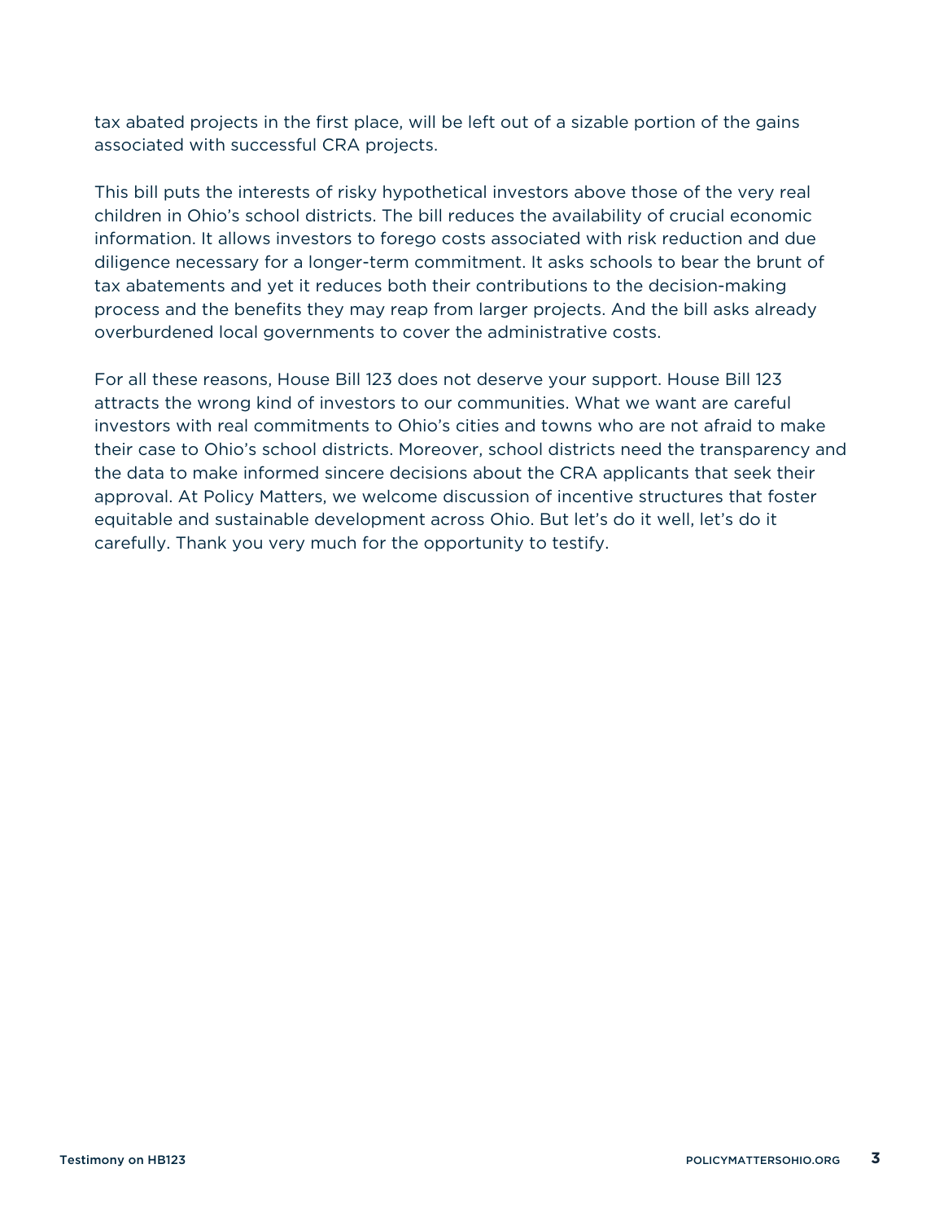tax abated projects in the first place, will be left out of a sizable portion of the gains associated with successful CRA projects.

This bill puts the interests of risky hypothetical investors above those of the very real children in Ohio's school districts. The bill reduces the availability of crucial economic information. It allows investors to forego costs associated with risk reduction and due diligence necessary for a longer-term commitment. It asks schools to bear the brunt of tax abatements and yet it reduces both their contributions to the decision-making process and the benefits they may reap from larger projects. And the bill asks already overburdened local governments to cover the administrative costs.

For all these reasons, House Bill 123 does not deserve your support. House Bill 123 attracts the wrong kind of investors to our communities. What we want are careful investors with real commitments to Ohio's cities and towns who are not afraid to make their case to Ohio's school districts. Moreover, school districts need the transparency and the data to make informed sincere decisions about the CRA applicants that seek their approval. At Policy Matters, we welcome discussion of incentive structures that foster equitable and sustainable development across Ohio. But let's do it well, let's do it carefully. Thank you very much for the opportunity to testify.